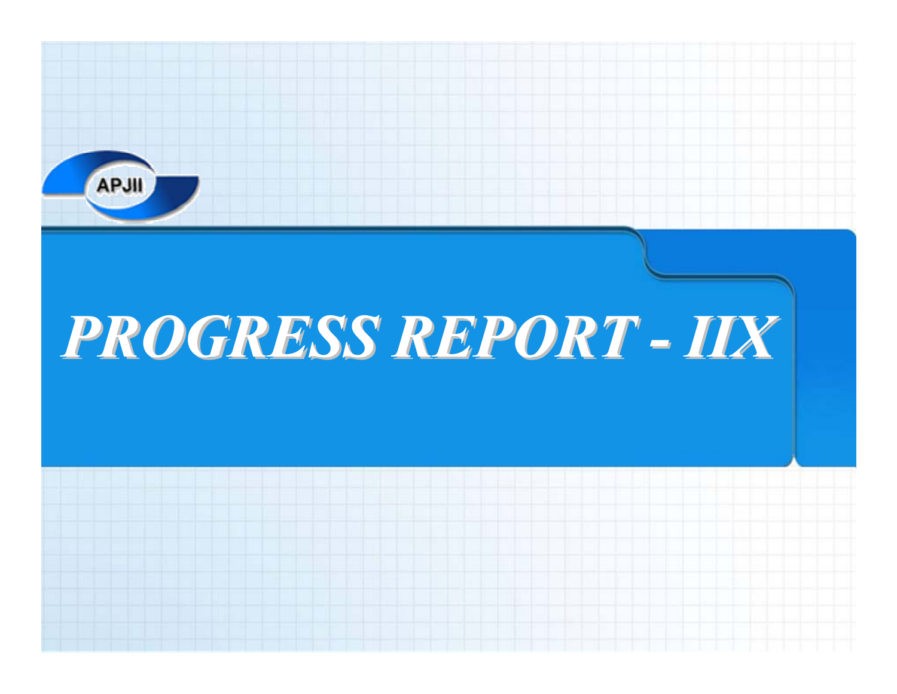APJII

# *PROGRESS REPORT - IIX*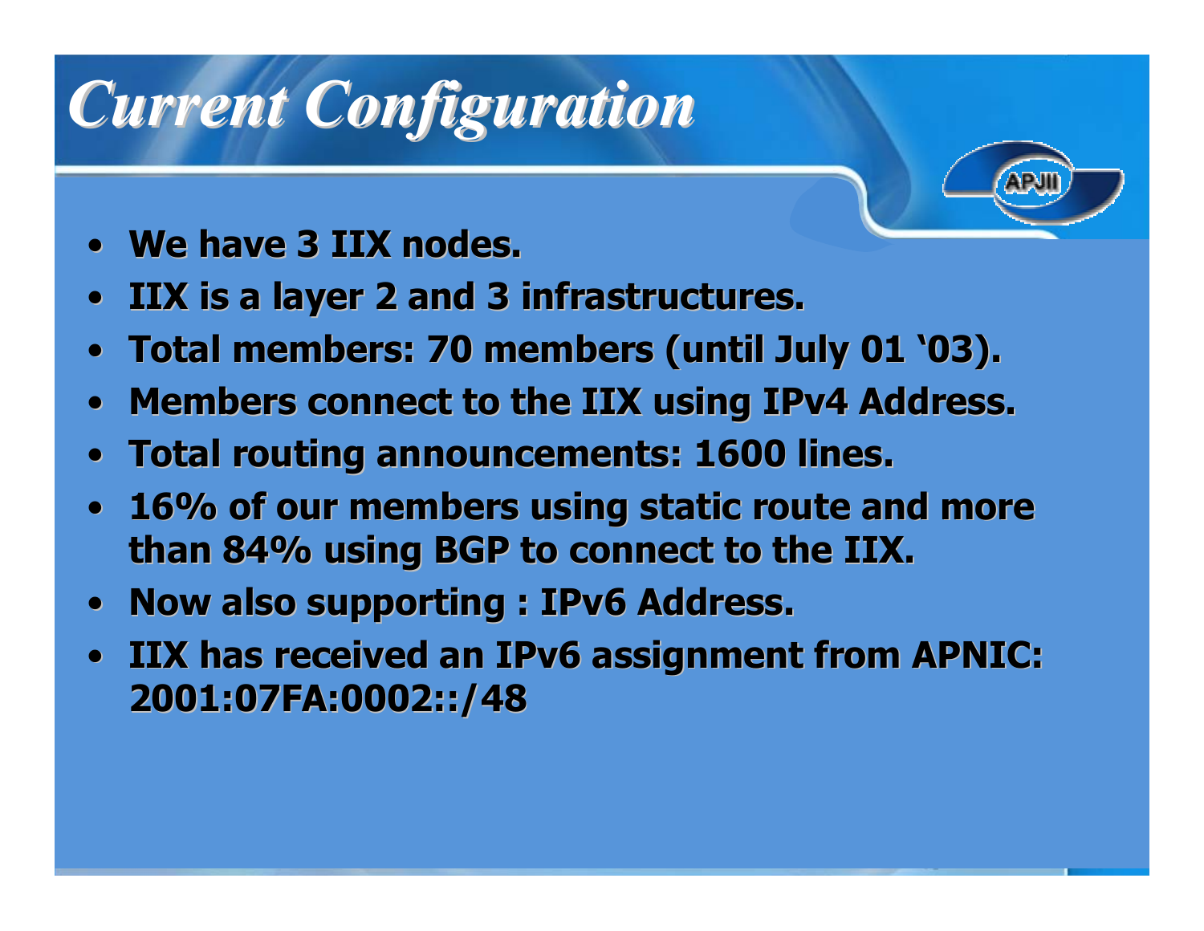# *Current Configuration*

- **We have 3 IIX nodes.**
- **IIX is a layer 2 and 3 infrastructures.**
- **Total members: 70 members (until July 01 '03).**
- **Members connect to the IIX using IPv4 Address.**
- **Total routing announcements: 1600 lines.**
- **16% of our members using static route and more than 84% using BGP to connect to the IIX.**
- **Now also supporting : IPv6 Address.**
- **IIX has received an IPv6 assignment from APNIC: 2001:07FA:0002::/48**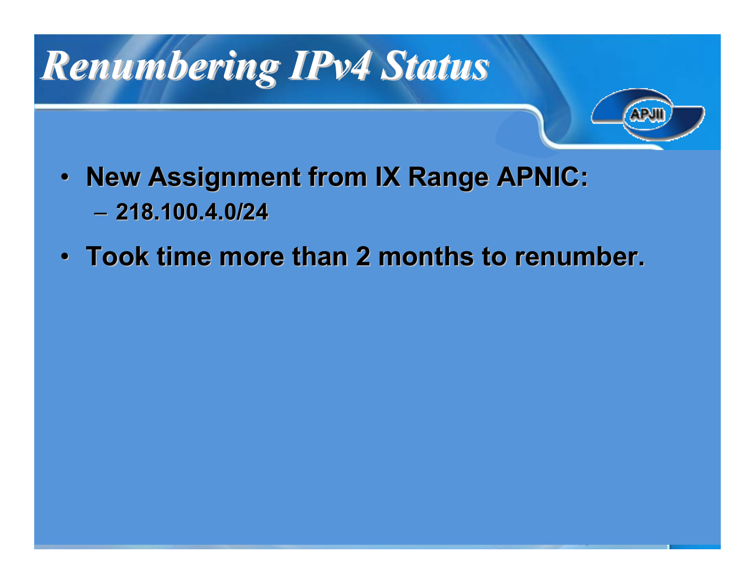# Renumbering IPv4 Status

- **New Assignment from IX Range APNIC:**
  - **218.100.4.0/24**
- **Took time more than 2 months to renumber.**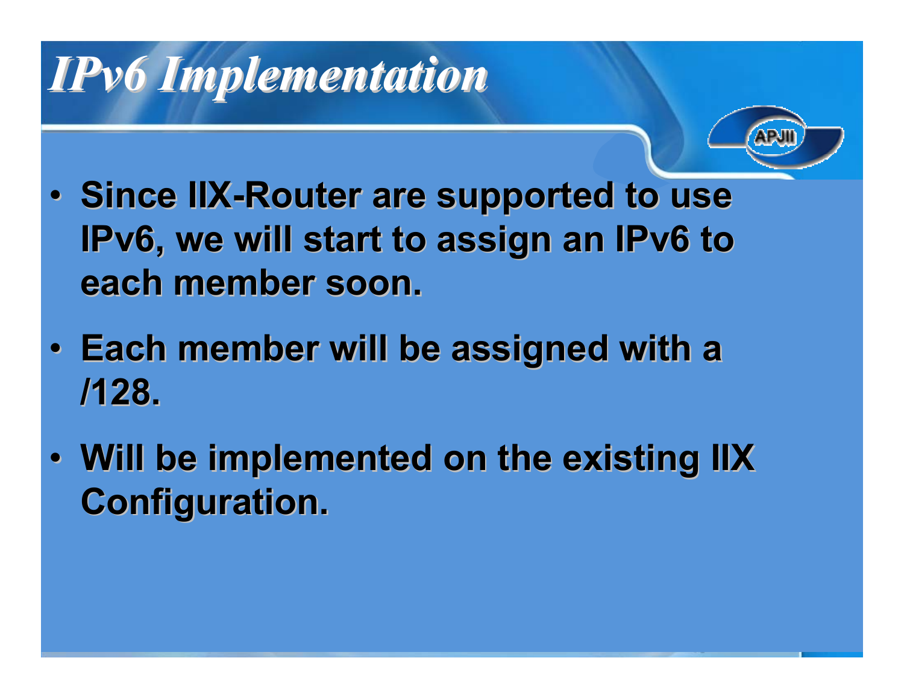# IPv6 Implementation

- Since IIX-Router are supported to use IPv6, we will start to assign an IPv6 to each member soon.
- Each member will be assigned with a /128.
- Will be implemented on the existing IIX Configuration.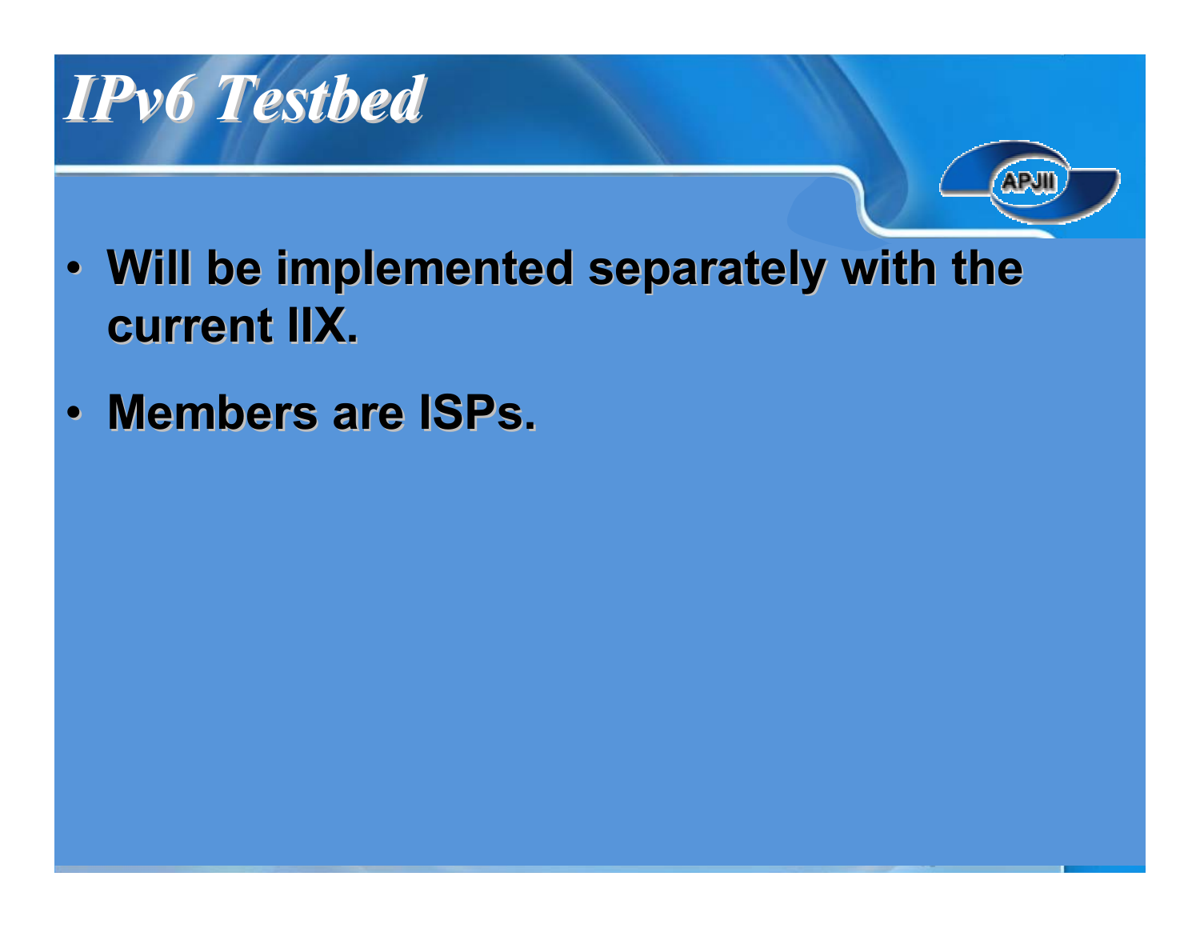# *IPv6 Testbed*

- **Will be implemented separately with the current IIX.**
- **Members are ISPs.**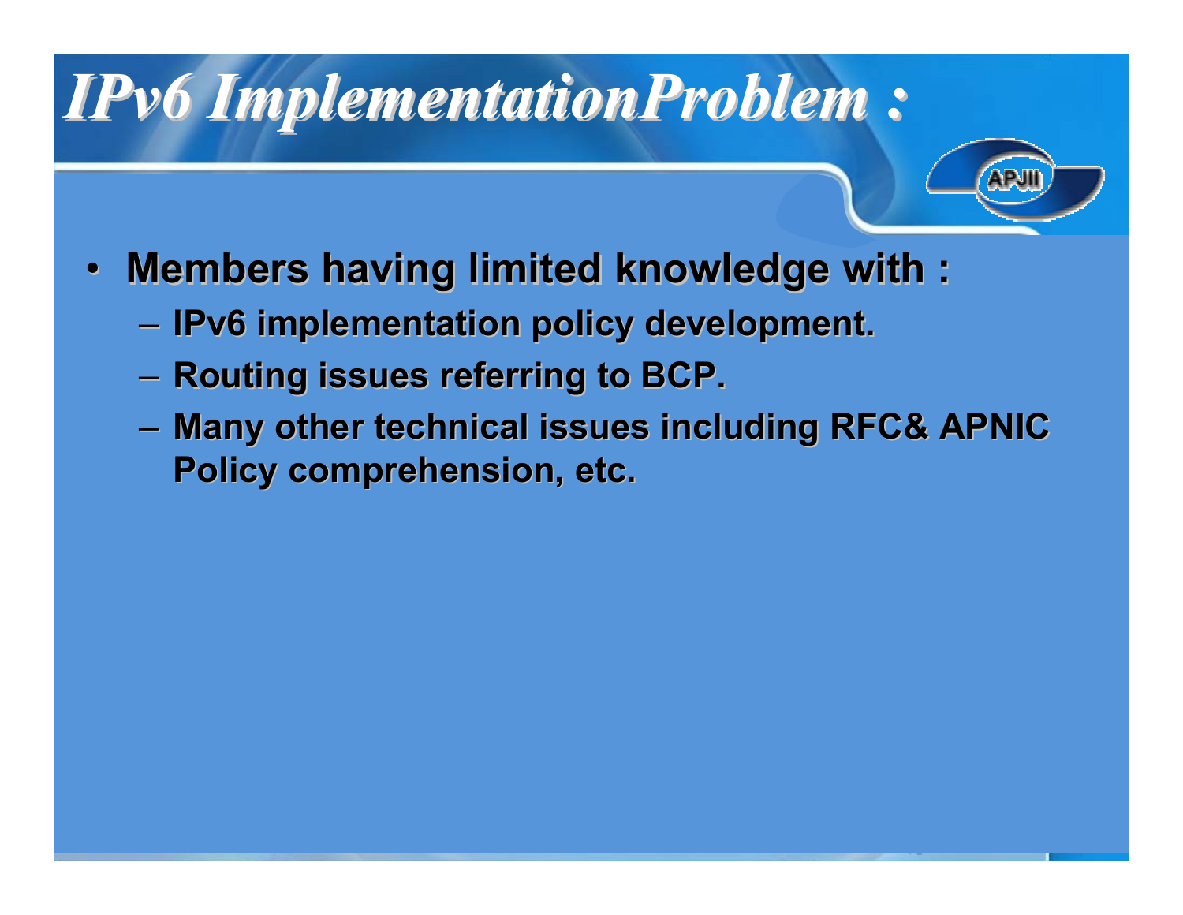# *IPv6 ImplementationProblem :*

- **Members having limited knowledge with :**
  - **IPv6 implementation policy development.**
  - **Routing issues referring to BCP.**
  - **Many other technical issues including RFC& APNIC Policy comprehension, etc.**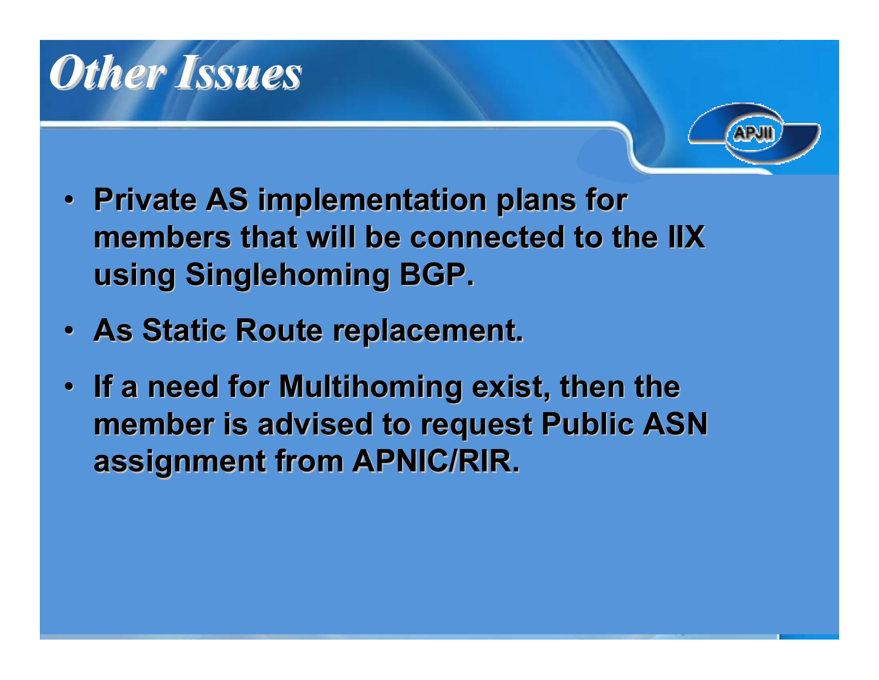# Other Issues

- **Private AS implementation plans for members that will be connected to the IIX using Singlehoming BGP.**
- **As Static Route replacement.**
- **If a need for Multihoming exist, then the member is advised to request Public ASN assignment from APNIC/RIR.**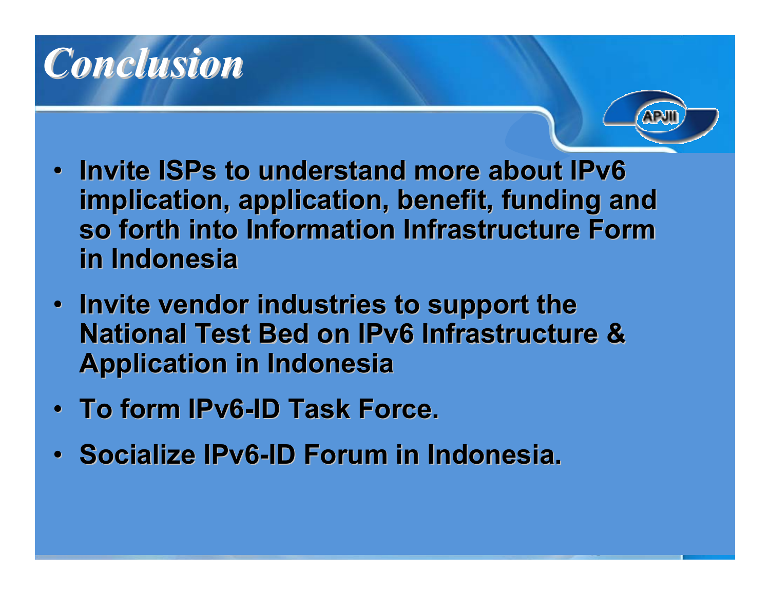# Conclusion

- **Invite ISPs to understand more about IPv6 implication, application, benefit, funding and so forth into Information Infrastructure Form in Indonesia**
- **Invite vendor industries to support the National Test Bed on IPv6 Infrastructure & Application in Indonesia**
- **To form IPv6-ID Task Force.**
- **Socialize IPv6-ID Forum in Indonesia.**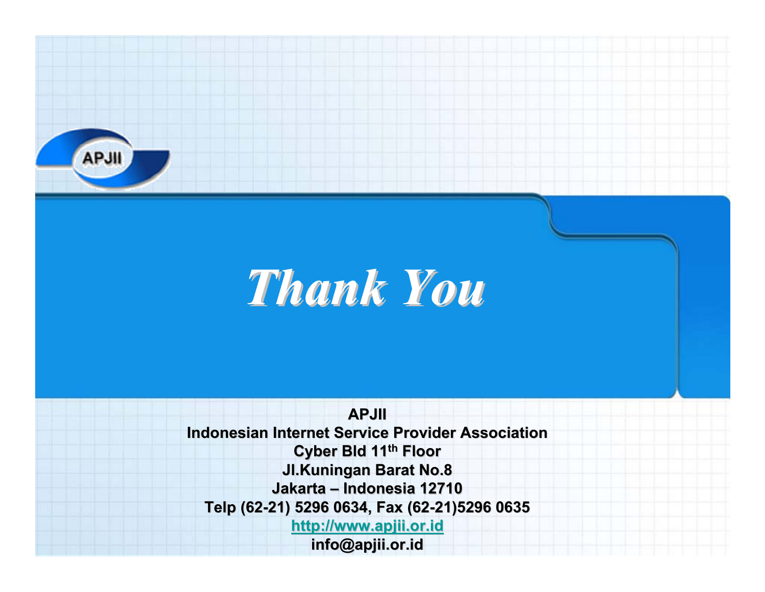APJII

# *Thank You*

**APJII**
**Indonesian Internet Service Provider Association**
**Cyber Bld 11th Floor**
**Jl.Kuningan Barat No.8**
**Jakarta – Indonesia 12710**
**Telp (62-21) 5296 0634, Fax (62-21)5296 0635**
**http://www.apjii.or.id**
**info@apjii.or.id**